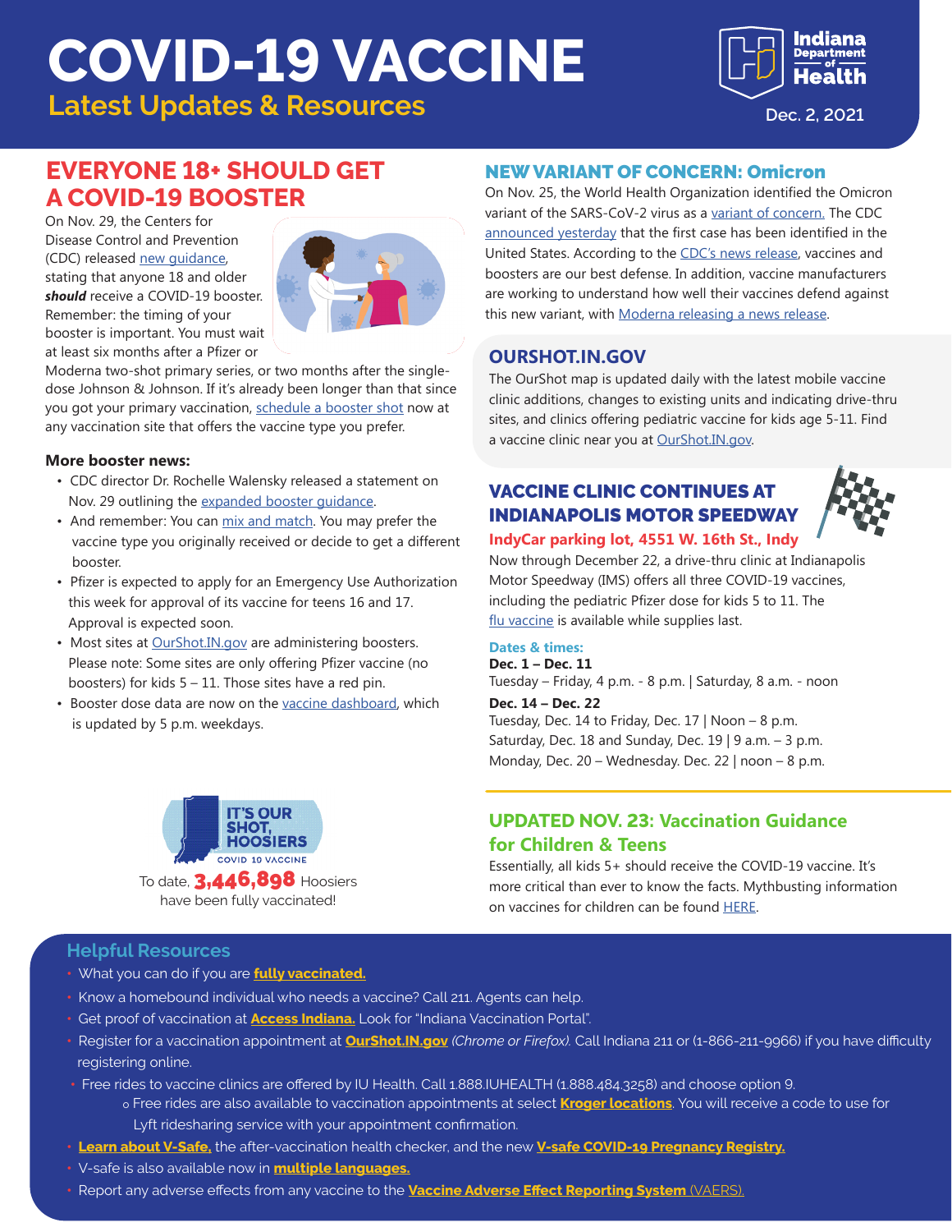# COVID-19 VACCINE

## Latest Updates & Resources

Indiana Department of Health

Dec. 2, 2021

## EVERYONE 18+ SHOULD GET A COVID-19 BOOSTER

On Nov. 29, the Centers for Disease Control and Prevention (CDC) released new guidance, stating that anyone 18 and older ***should*** receive a COVID-19 booster. Remember: the timing of your booster is important. You must wait at least six months after a Pfizer or Moderna two-shot primary series, or two months after the single-dose Johnson & Johnson. If it's already been longer than that since you got your primary vaccination, schedule a booster shot now at any vaccination site that offers the vaccine type you prefer.

**More booster news:**

- CDC director Dr. Rochelle Walensky released a statement on Nov. 29 outlining the expanded booster guidance.
- And remember: You can mix and match. You may prefer the vaccine type you originally received or decide to get a different booster.
- Pfizer is expected to apply for an Emergency Use Authorization this week for approval of its vaccine for teens 16 and 17. Approval is expected soon.
- Most sites at OurShot.IN.gov are administering boosters. Please note: Some sites are only offering Pfizer vaccine (no boosters) for kids 5 – 11. Those sites have a red pin.
- Booster dose data are now on the vaccine dashboard, which is updated by 5 p.m. weekdays.

IT'S OUR SHOT, HOOSIERS
COVID 19 VACCINE

To date, **3,446,898** Hoosiers have been fully vaccinated!

## NEW VARIANT OF CONCERN: Omicron

On Nov. 25, the World Health Organization identified the Omicron variant of the SARS-CoV-2 virus as a variant of concern. The CDC announced yesterday that the first case has been identified in the United States. According to the CDC's news release, vaccines and boosters are our best defense. In addition, vaccine manufacturers are working to understand how well their vaccines defend against this new variant, with Moderna releasing a news release.

## OURSHOT.IN.GOV

The OurShot map is updated daily with the latest mobile vaccine clinic additions, changes to existing units and indicating drive-thru sites, and clinics offering pediatric vaccine for kids age 5-11. Find a vaccine clinic near you at OurShot.IN.gov.

## VACCINE CLINIC CONTINUES AT INDIANAPOLIS MOTOR SPEEDWAY

### IndyCar parking lot, 4551 W. 16th St., Indy

Now through December 22, a drive-thru clinic at Indianapolis Motor Speedway (IMS) offers all three COVID-19 vaccines, including the pediatric Pfizer dose for kids 5 to 11. The flu vaccine is available while supplies last.

**Dates & times:**

**Dec. 1 – Dec. 11**
Tuesday – Friday, 4 p.m. - 8 p.m. | Saturday, 8 a.m. - noon

**Dec. 14 – Dec. 22**
Tuesday, Dec. 14 to Friday, Dec. 17 | Noon – 8 p.m.
Saturday, Dec. 18 and Sunday, Dec. 19 | 9 a.m. – 3 p.m.
Monday, Dec. 20 – Wednesday. Dec. 22 | noon – 8 p.m.

## UPDATED NOV. 23: Vaccination Guidance for Children & Teens

Essentially, all kids 5+ should receive the COVID-19 vaccine. It's more critical than ever to know the facts. Mythbusting information on vaccines for children can be found HERE.

## Helpful Resources

- What you can do if you are **fully vaccinated.**
- Know a homebound individual who needs a vaccine? Call 211. Agents can help.
- Get proof of vaccination at **Access Indiana.** Look for "Indiana Vaccination Portal".
- Register for a vaccination appointment at **OurShot.IN.gov** *(Chrome or Firefox).* Call Indiana 211 or (1-866-211-9966) if you have difficulty registering online.
- Free rides to vaccine clinics are offered by IU Health. Call 1.888.IUHEALTH (1.888.484.3258) and choose option 9.
  - Free rides are also available to vaccination appointments at select **Kroger locations**. You will receive a code to use for Lyft ridesharing service with your appointment confirmation.
- **Learn about V-Safe,** the after-vaccination health checker, and the new **V-safe COVID-19 Pregnancy Registry.**
- V-safe is also available now in **multiple languages.**
- Report any adverse effects from any vaccine to the **Vaccine Adverse Effect Reporting System** (VAERS).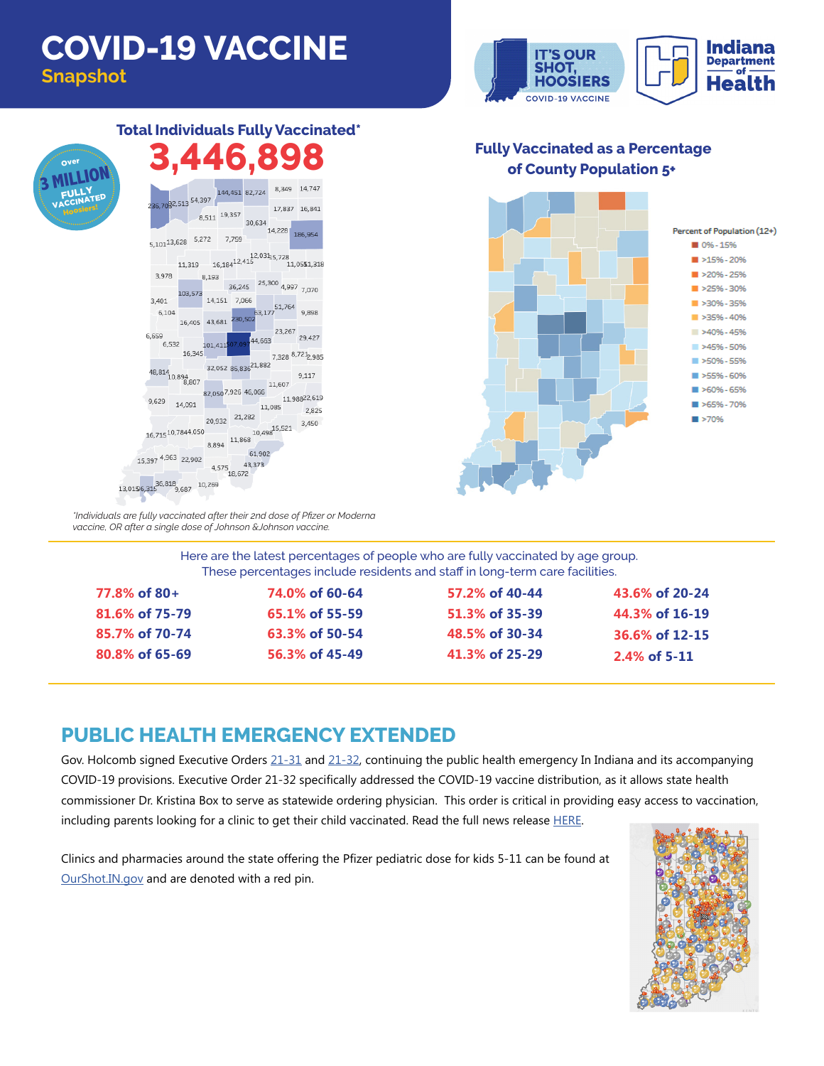# COVID-19 VACCINE

## Snapshot

IT'S OUR SHOT, HOOSIERS
COVID-19 VACCINE

Indiana Department of Health

### Total Individuals Fully Vaccinated*

**3,446,898**

Over 3 MILLION FULLY VACCINATED Hoosiers!

*Individuals are fully vaccinated after their 2nd dose of Pfizer or Moderna vaccine, OR after a single dose of Johnson &Johnson vaccine.

### Fully Vaccinated as a Percentage of County Population 5+

Percent of Population (12+)
0% - 15%
>15% - 20%
>20% - 25%
>25% - 30%
>30% - 35%
>35% - 40%
>40% - 45%
>45% - 50%
>50% - 55%
>55% - 60%
>60% - 65%
>65% - 70%
>70%

Here are the latest percentages of people who are fully vaccinated by age group.
These percentages include residents and staff in long-term care facilities.

| | | | |
|---|---|---|---|
| 77.8% of 80+ | 74.0% of 60-64 | 57.2% of 40-44 | 43.6% of 20-24 |
| 81.6% of 75-79 | 65.1% of 55-59 | 51.3% of 35-39 | 44.3% of 16-19 |
| 85.7% of 70-74 | 63.3% of 50-54 | 48.5% of 30-34 | 36.6% of 12-15 |
| 80.8% of 65-69 | 56.3% of 45-49 | 41.3% of 25-29 | 2.4% of 5-11 |

## PUBLIC HEALTH EMERGENCY EXTENDED

Gov. Holcomb signed Executive Orders 21-31 and 21-32, continuing the public health emergency In Indiana and its accompanying COVID-19 provisions. Executive Order 21-32 specifically addressed the COVID-19 vaccine distribution, as it allows state health commissioner Dr. Kristina Box to serve as statewide ordering physician. This order is critical in providing easy access to vaccination, including parents looking for a clinic to get their child vaccinated. Read the full news release HERE.

Clinics and pharmacies around the state offering the Pfizer pediatric dose for kids 5-11 can be found at OurShot.IN.gov and are denoted with a red pin.